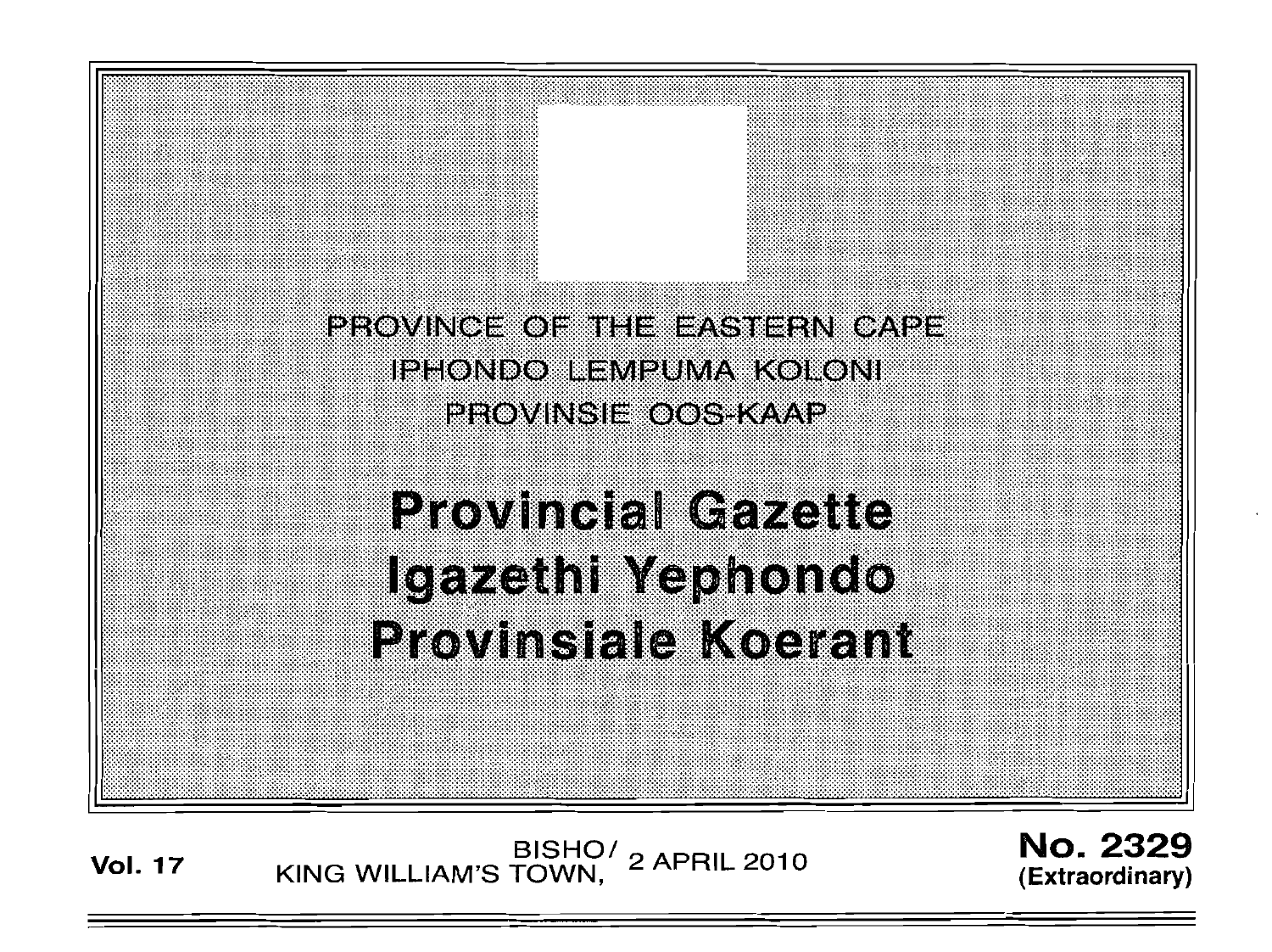PROVINCE OF THE EASTERN CAPE
IPHONDO LEMPUMA KOLONI
PROVINSIE OOS-KAAP

# Provincial Gazette
# Igazethi Yephondo
# Provinsiale Koerant

**Vol. 17** BISHO/ KING WILLIAM'S TOWN, 2 APRIL 2010 **No. 2329 (Extraordinary)**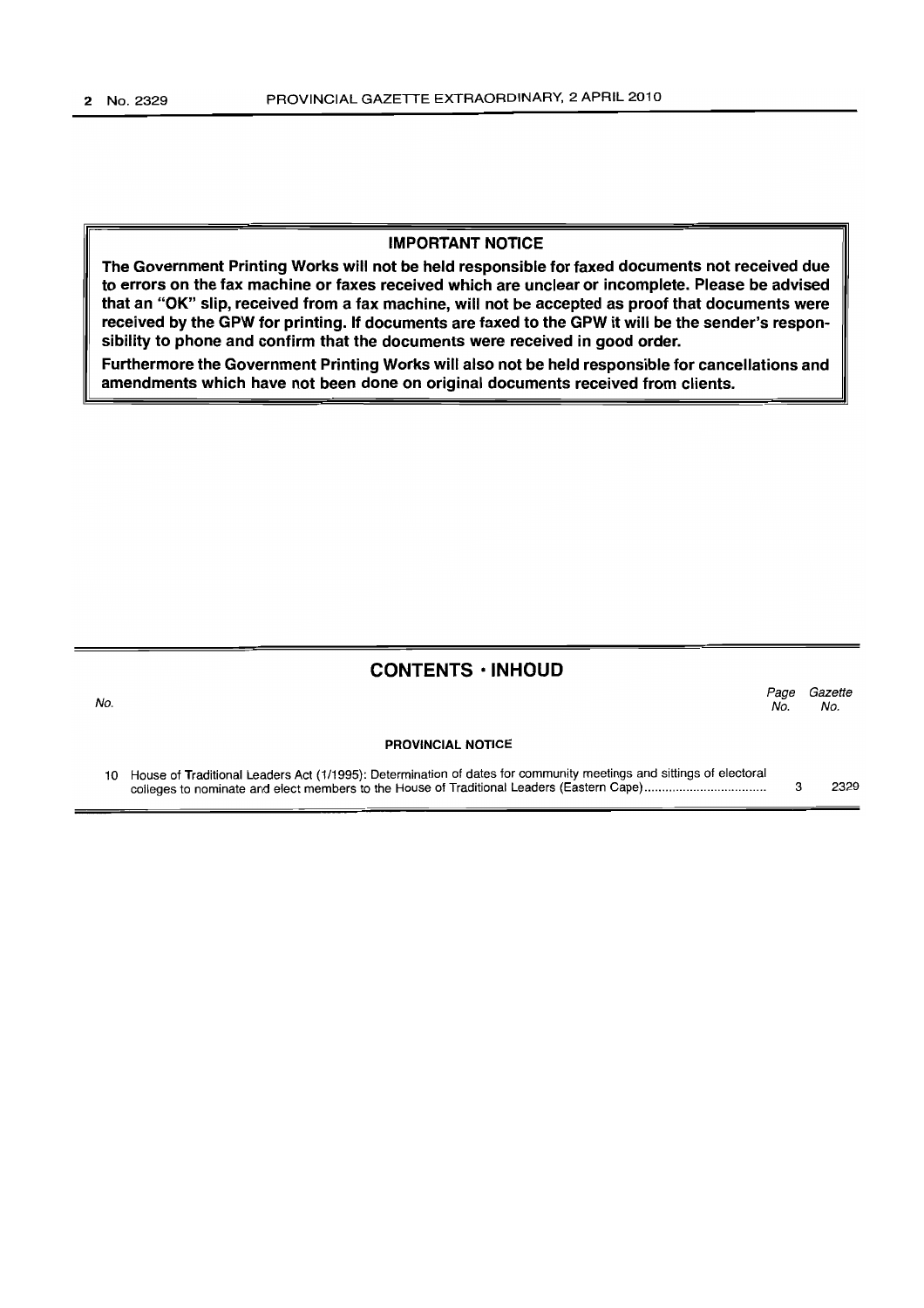## IMPORTANT NOTICE

**The Government Printing Works will not be held responsible for faxed documents not received due to errors on the fax machine or faxes received which are unclear or incomplete. Please be advised that an "OK" slip, received from a fax machine, will not be accepted as proof that documents were received by the GPW for printing. If documents are faxed to the GPW it will be the sender's responsibility to phone and confirm that the documents were received in good order.**

**Furthermore the Government Printing Works will also not be held responsible for cancellations and amendments which have not been done on original documents received from clients.**

## CONTENTS · INHOUD

| *No.* | | *Page No.* | *Gazette No.* |
|---|---|---|---|
| | **PROVINCIAL NOTICE** | | |
| 10 | House of Traditional Leaders Act (1/1995): Determination of dates for community meetings and sittings of electoral colleges to nominate and elect members to the House of Traditional Leaders (Eastern Cape).................................... | 3 | 2329 |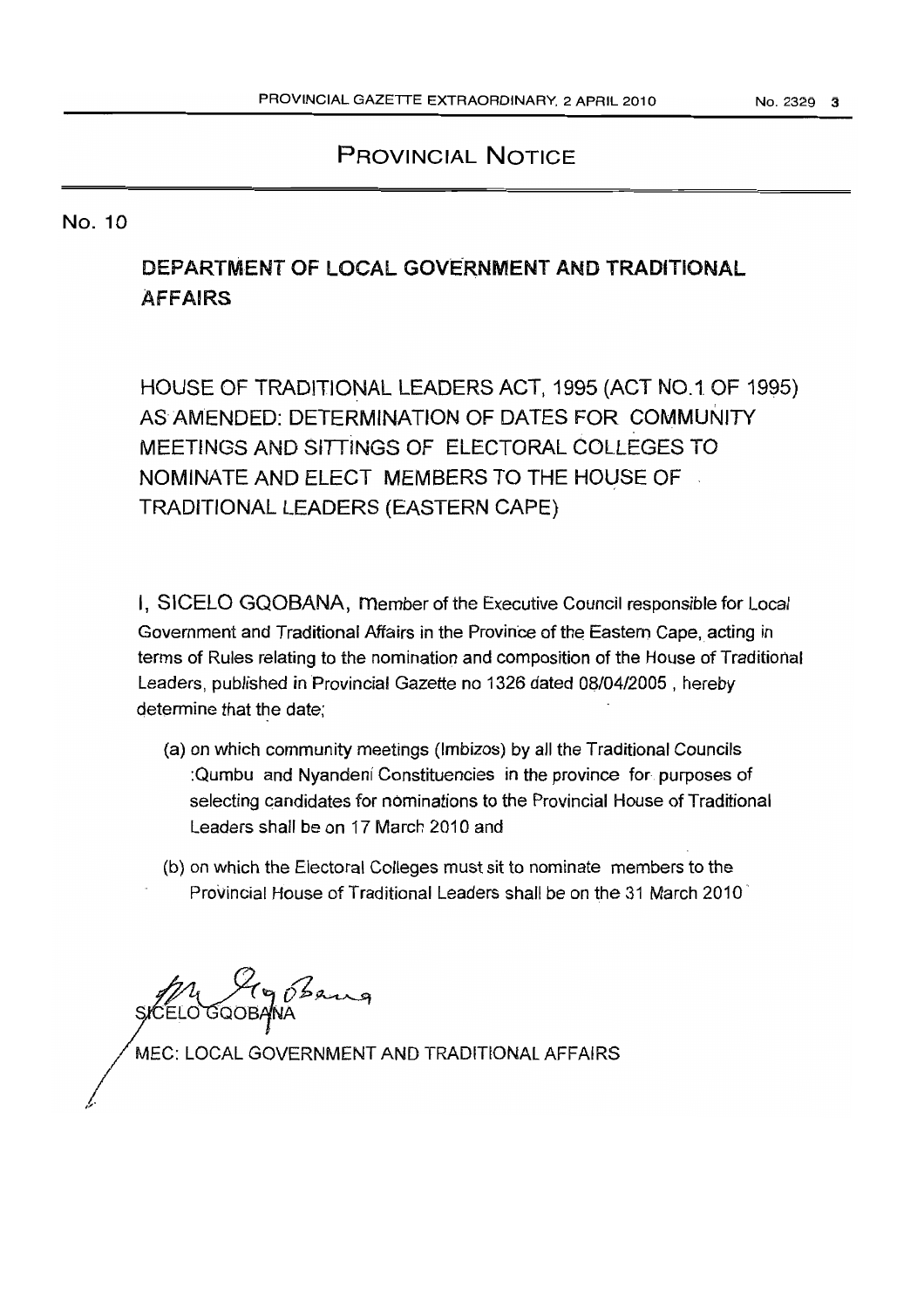# PROVINCIAL NOTICE

No. 10

## DEPARTMENT OF LOCAL GOVERNMENT AND TRADITIONAL AFFAIRS

HOUSE OF TRADITIONAL LEADERS ACT, 1995 (ACT NO.1 OF 1995) AS AMENDED: DETERMINATION OF DATES FOR COMMUNITY MEETINGS AND SITTINGS OF ELECTORAL COLLEGES TO NOMINATE AND ELECT MEMBERS TO THE HOUSE OF TRADITIONAL LEADERS (EASTERN CAPE)

I, SICELO GQOBANA, member of the Executive Council responsible for Local Government and Traditional Affairs in the Province of the Eastern Cape, acting in terms of Rules relating to the nomination and composition of the House of Traditional Leaders, published in Provincial Gazette no 1326 dated 08/04/2005 , hereby determine that the date;

(a) on which community meetings (Imbizos) by all the Traditional Councils :Qumbu and Nyandeni Constituencies in the province for purposes of selecting candidates for nominations to the Provincial House of Traditional Leaders shall be on 17 March 2010 and

(b) on which the Electoral Colleges must sit to nominate members to the Provincial House of Traditional Leaders shall be on the 31 March 2010

SICELO GQOBANA

MEC: LOCAL GOVERNMENT AND TRADITIONAL AFFAIRS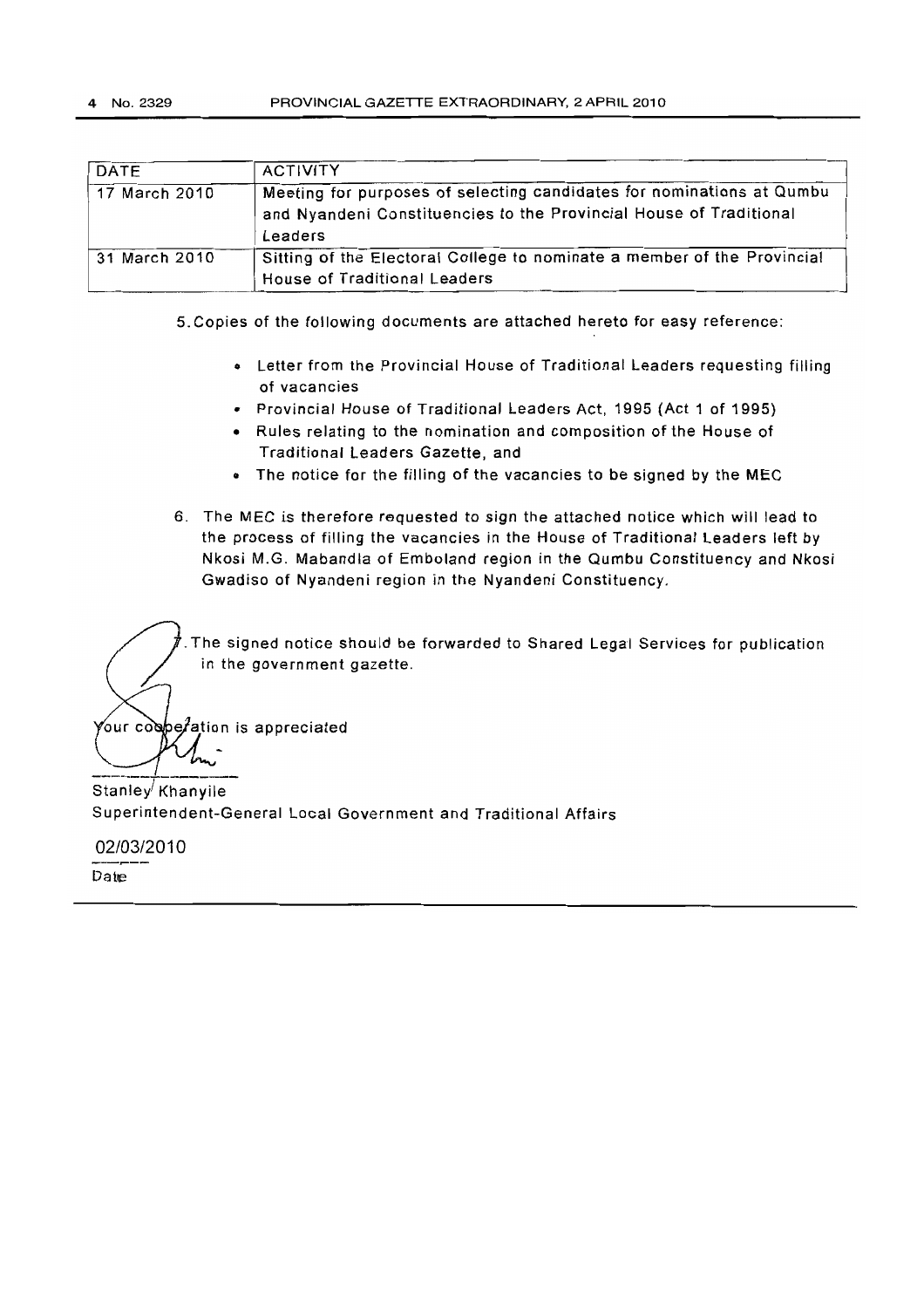| DATE | ACTIVITY |
|---|---|
| 17 March 2010 | Meeting for purposes of selecting candidates for nominations at Qumbu and Nyandeni Constituencies to the Provincial House of Traditional Leaders |
| 31 March 2010 | Sitting of the Electoral College to nominate a member of the Provincial House of Traditional Leaders |

5. Copies of the following documents are attached hereto for easy reference:

- Letter from the Provincial House of Traditional Leaders requesting filling of vacancies
- Provincial House of Traditional Leaders Act, 1995 (Act 1 of 1995)
- Rules relating to the nomination and composition of the House of Traditional Leaders Gazette, and
- The notice for the filling of the vacancies to be signed by the MEC

6. The MEC is therefore requested to sign the attached notice which will lead to the process of filling the vacancies in the House of Traditional Leaders left by Nkosi M.G. Mabandla of Emboland region in the Qumbu Constituency and Nkosi Gwadiso of Nyandeni region in the Nyandeni Constituency.

7. The signed notice should be forwarded to Shared Legal Services for publication in the government gazette.

Your cooperation is appreciated

Stanley Khanyile
Superintendent-General Local Government and Traditional Affairs

02/03/2010
Date